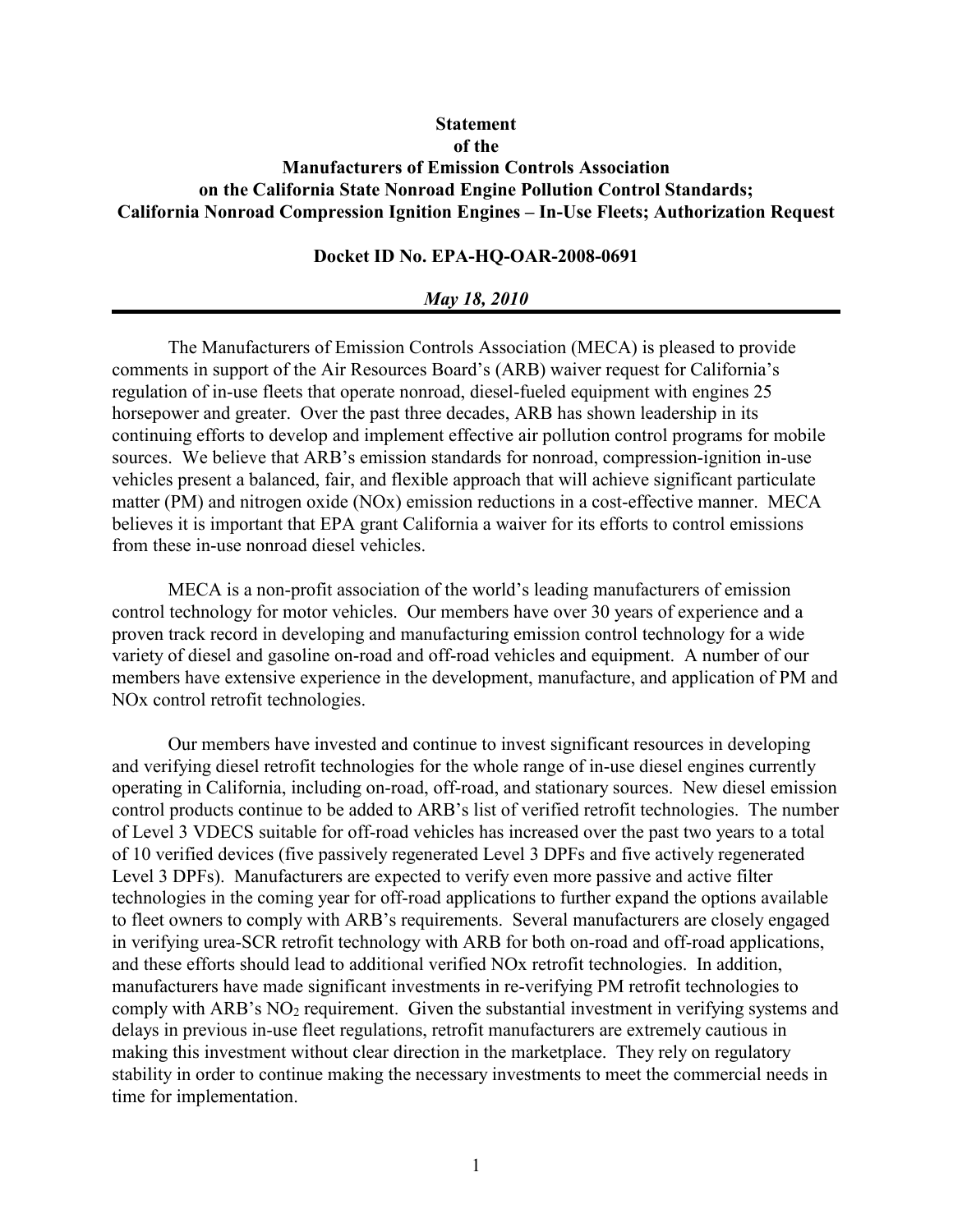**Statement**
**of the**
**Manufacturers of Emission Controls Association**
**on the California State Nonroad Engine Pollution Control Standards;**
**California Nonroad Compression Ignition Engines – In-Use Fleets; Authorization Request**

**Docket ID No. EPA-HQ-OAR-2008-0691**

***May 18, 2010***

---

The Manufacturers of Emission Controls Association (MECA) is pleased to provide comments in support of the Air Resources Board's (ARB) waiver request for California's regulation of in-use fleets that operate nonroad, diesel-fueled equipment with engines 25 horsepower and greater. Over the past three decades, ARB has shown leadership in its continuing efforts to develop and implement effective air pollution control programs for mobile sources. We believe that ARB's emission standards for nonroad, compression-ignition in-use vehicles present a balanced, fair, and flexible approach that will achieve significant particulate matter (PM) and nitrogen oxide (NOx) emission reductions in a cost-effective manner. MECA believes it is important that EPA grant California a waiver for its efforts to control emissions from these in-use nonroad diesel vehicles.

MECA is a non-profit association of the world's leading manufacturers of emission control technology for motor vehicles. Our members have over 30 years of experience and a proven track record in developing and manufacturing emission control technology for a wide variety of diesel and gasoline on-road and off-road vehicles and equipment. A number of our members have extensive experience in the development, manufacture, and application of PM and NOx control retrofit technologies.

Our members have invested and continue to invest significant resources in developing and verifying diesel retrofit technologies for the whole range of in-use diesel engines currently operating in California, including on-road, off-road, and stationary sources. New diesel emission control products continue to be added to ARB's list of verified retrofit technologies. The number of Level 3 VDECS suitable for off-road vehicles has increased over the past two years to a total of 10 verified devices (five passively regenerated Level 3 DPFs and five actively regenerated Level 3 DPFs). Manufacturers are expected to verify even more passive and active filter technologies in the coming year for off-road applications to further expand the options available to fleet owners to comply with ARB's requirements. Several manufacturers are closely engaged in verifying urea-SCR retrofit technology with ARB for both on-road and off-road applications, and these efforts should lead to additional verified NOx retrofit technologies. In addition, manufacturers have made significant investments in re-verifying PM retrofit technologies to comply with ARB's $NO_2$ requirement. Given the substantial investment in verifying systems and delays in previous in-use fleet regulations, retrofit manufacturers are extremely cautious in making this investment without clear direction in the marketplace. They rely on regulatory stability in order to continue making the necessary investments to meet the commercial needs in time for implementation.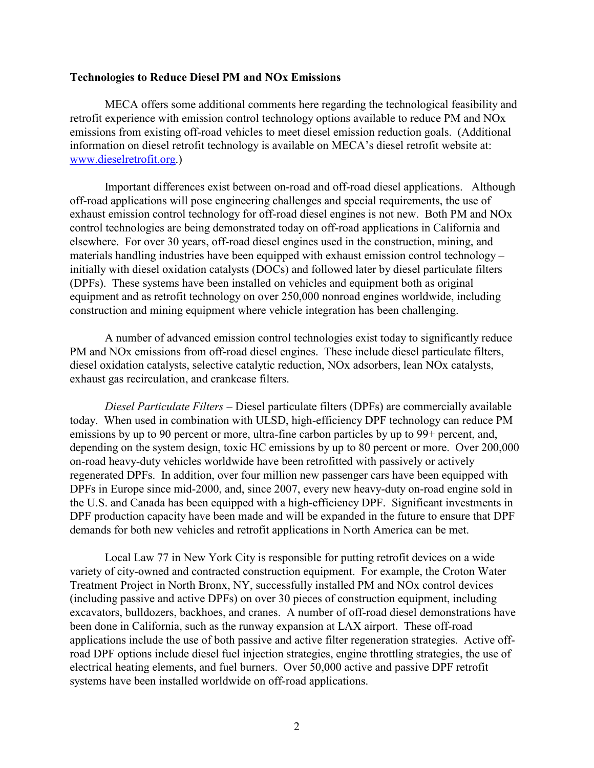**Technologies to Reduce Diesel PM and NOx Emissions**

MECA offers some additional comments here regarding the technological feasibility and retrofit experience with emission control technology options available to reduce PM and NOx emissions from existing off-road vehicles to meet diesel emission reduction goals. (Additional information on diesel retrofit technology is available on MECA's diesel retrofit website at: [www.dieselretrofit.org](http://www.dieselretrofit.org).)

Important differences exist between on-road and off-road diesel applications. Although off-road applications will pose engineering challenges and special requirements, the use of exhaust emission control technology for off-road diesel engines is not new. Both PM and NOx control technologies are being demonstrated today on off-road applications in California and elsewhere. For over 30 years, off-road diesel engines used in the construction, mining, and materials handling industries have been equipped with exhaust emission control technology – initially with diesel oxidation catalysts (DOCs) and followed later by diesel particulate filters (DPFs). These systems have been installed on vehicles and equipment both as original equipment and as retrofit technology on over 250,000 nonroad engines worldwide, including construction and mining equipment where vehicle integration has been challenging.

A number of advanced emission control technologies exist today to significantly reduce PM and NOx emissions from off-road diesel engines. These include diesel particulate filters, diesel oxidation catalysts, selective catalytic reduction, NOx adsorbers, lean NOx catalysts, exhaust gas recirculation, and crankcase filters.

*Diesel Particulate Filters* – Diesel particulate filters (DPFs) are commercially available today. When used in combination with ULSD, high-efficiency DPF technology can reduce PM emissions by up to 90 percent or more, ultra-fine carbon particles by up to 99+ percent, and, depending on the system design, toxic HC emissions by up to 80 percent or more. Over 200,000 on-road heavy-duty vehicles worldwide have been retrofitted with passively or actively regenerated DPFs. In addition, over four million new passenger cars have been equipped with DPFs in Europe since mid-2000, and, since 2007, every new heavy-duty on-road engine sold in the U.S. and Canada has been equipped with a high-efficiency DPF. Significant investments in DPF production capacity have been made and will be expanded in the future to ensure that DPF demands for both new vehicles and retrofit applications in North America can be met.

Local Law 77 in New York City is responsible for putting retrofit devices on a wide variety of city-owned and contracted construction equipment. For example, the Croton Water Treatment Project in North Bronx, NY, successfully installed PM and NOx control devices (including passive and active DPFs) on over 30 pieces of construction equipment, including excavators, bulldozers, backhoes, and cranes. A number of off-road diesel demonstrations have been done in California, such as the runway expansion at LAX airport. These off-road applications include the use of both passive and active filter regeneration strategies. Active off-road DPF options include diesel fuel injection strategies, engine throttling strategies, the use of electrical heating elements, and fuel burners. Over 50,000 active and passive DPF retrofit systems have been installed worldwide on off-road applications.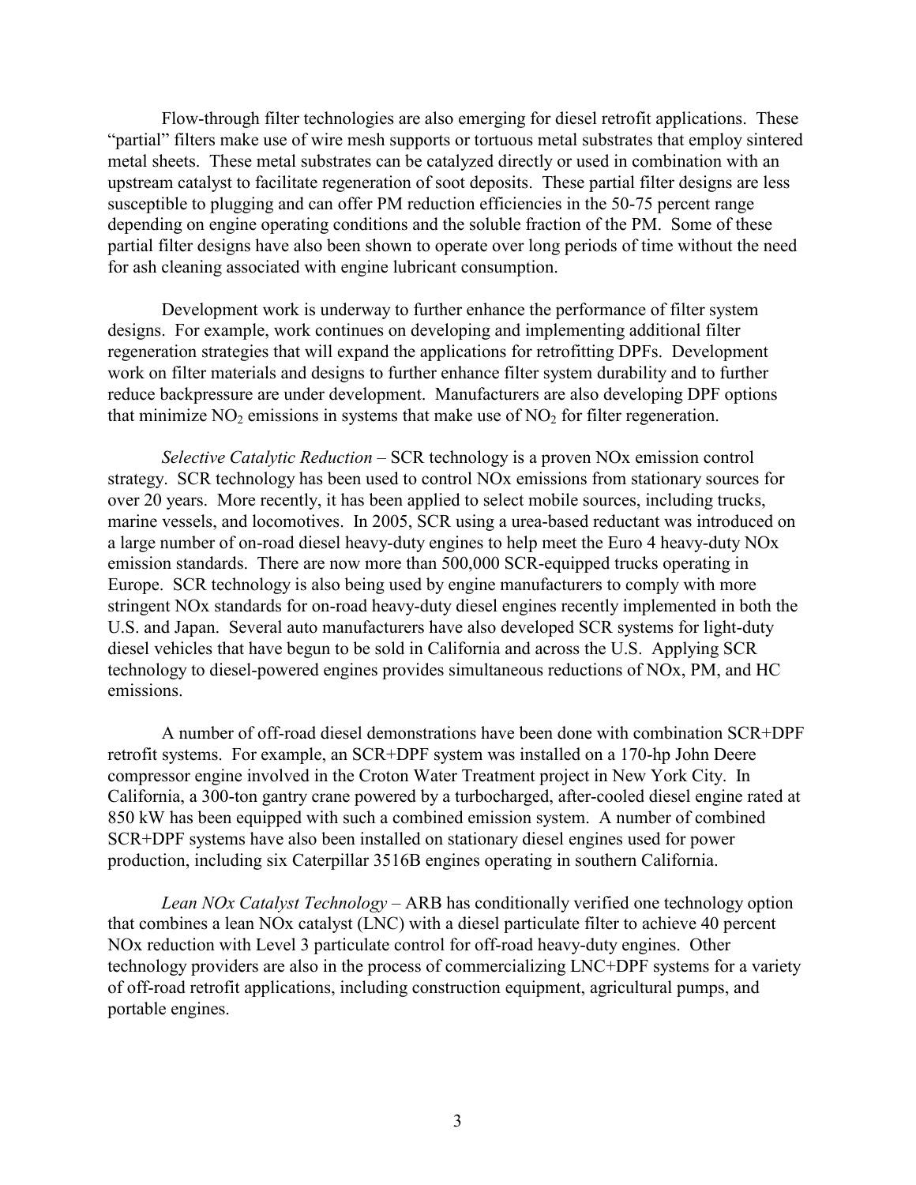Flow-through filter technologies are also emerging for diesel retrofit applications. These "partial" filters make use of wire mesh supports or tortuous metal substrates that employ sintered metal sheets. These metal substrates can be catalyzed directly or used in combination with an upstream catalyst to facilitate regeneration of soot deposits. These partial filter designs are less susceptible to plugging and can offer PM reduction efficiencies in the 50-75 percent range depending on engine operating conditions and the soluble fraction of the PM. Some of these partial filter designs have also been shown to operate over long periods of time without the need for ash cleaning associated with engine lubricant consumption.

Development work is underway to further enhance the performance of filter system designs. For example, work continues on developing and implementing additional filter regeneration strategies that will expand the applications for retrofitting DPFs. Development work on filter materials and designs to further enhance filter system durability and to further reduce backpressure are under development. Manufacturers are also developing DPF options that minimize $NO_2$ emissions in systems that make use of $NO_2$ for filter regeneration.

*Selective Catalytic Reduction* – SCR technology is a proven NOx emission control strategy. SCR technology has been used to control NOx emissions from stationary sources for over 20 years. More recently, it has been applied to select mobile sources, including trucks, marine vessels, and locomotives. In 2005, SCR using a urea-based reductant was introduced on a large number of on-road diesel heavy-duty engines to help meet the Euro 4 heavy-duty NOx emission standards. There are now more than 500,000 SCR-equipped trucks operating in Europe. SCR technology is also being used by engine manufacturers to comply with more stringent NOx standards for on-road heavy-duty diesel engines recently implemented in both the U.S. and Japan. Several auto manufacturers have also developed SCR systems for light-duty diesel vehicles that have begun to be sold in California and across the U.S. Applying SCR technology to diesel-powered engines provides simultaneous reductions of NOx, PM, and HC emissions.

A number of off-road diesel demonstrations have been done with combination SCR+DPF retrofit systems. For example, an SCR+DPF system was installed on a 170-hp John Deere compressor engine involved in the Croton Water Treatment project in New York City. In California, a 300-ton gantry crane powered by a turbocharged, after-cooled diesel engine rated at 850 kW has been equipped with such a combined emission system. A number of combined SCR+DPF systems have also been installed on stationary diesel engines used for power production, including six Caterpillar 3516B engines operating in southern California.

*Lean NOx Catalyst Technology* – ARB has conditionally verified one technology option that combines a lean NOx catalyst (LNC) with a diesel particulate filter to achieve 40 percent NOx reduction with Level 3 particulate control for off-road heavy-duty engines. Other technology providers are also in the process of commercializing LNC+DPF systems for a variety of off-road retrofit applications, including construction equipment, agricultural pumps, and portable engines.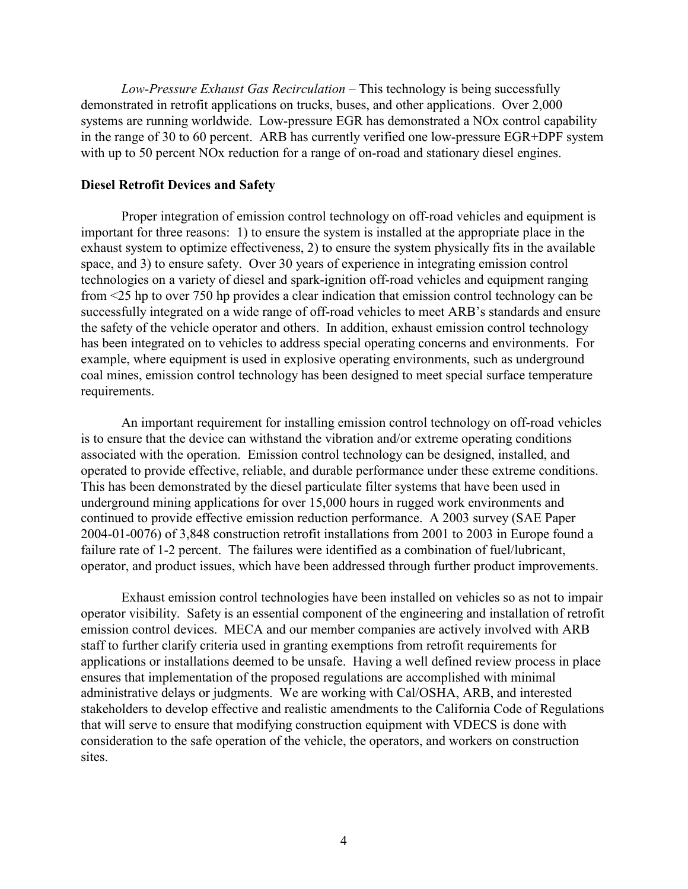*Low-Pressure Exhaust Gas Recirculation* – This technology is being successfully demonstrated in retrofit applications on trucks, buses, and other applications. Over 2,000 systems are running worldwide. Low-pressure EGR has demonstrated a NOx control capability in the range of 30 to 60 percent. ARB has currently verified one low-pressure EGR+DPF system with up to 50 percent NOx reduction for a range of on-road and stationary diesel engines.

**Diesel Retrofit Devices and Safety**

Proper integration of emission control technology on off-road vehicles and equipment is important for three reasons: 1) to ensure the system is installed at the appropriate place in the exhaust system to optimize effectiveness, 2) to ensure the system physically fits in the available space, and 3) to ensure safety. Over 30 years of experience in integrating emission control technologies on a variety of diesel and spark-ignition off-road vehicles and equipment ranging from <25 hp to over 750 hp provides a clear indication that emission control technology can be successfully integrated on a wide range of off-road vehicles to meet ARB's standards and ensure the safety of the vehicle operator and others. In addition, exhaust emission control technology has been integrated on to vehicles to address special operating concerns and environments. For example, where equipment is used in explosive operating environments, such as underground coal mines, emission control technology has been designed to meet special surface temperature requirements.

An important requirement for installing emission control technology on off-road vehicles is to ensure that the device can withstand the vibration and/or extreme operating conditions associated with the operation. Emission control technology can be designed, installed, and operated to provide effective, reliable, and durable performance under these extreme conditions. This has been demonstrated by the diesel particulate filter systems that have been used in underground mining applications for over 15,000 hours in rugged work environments and continued to provide effective emission reduction performance. A 2003 survey (SAE Paper 2004-01-0076) of 3,848 construction retrofit installations from 2001 to 2003 in Europe found a failure rate of 1-2 percent. The failures were identified as a combination of fuel/lubricant, operator, and product issues, which have been addressed through further product improvements.

Exhaust emission control technologies have been installed on vehicles so as not to impair operator visibility. Safety is an essential component of the engineering and installation of retrofit emission control devices. MECA and our member companies are actively involved with ARB staff to further clarify criteria used in granting exemptions from retrofit requirements for applications or installations deemed to be unsafe. Having a well defined review process in place ensures that implementation of the proposed regulations are accomplished with minimal administrative delays or judgments. We are working with Cal/OSHA, ARB, and interested stakeholders to develop effective and realistic amendments to the California Code of Regulations that will serve to ensure that modifying construction equipment with VDECS is done with consideration to the safe operation of the vehicle, the operators, and workers on construction sites.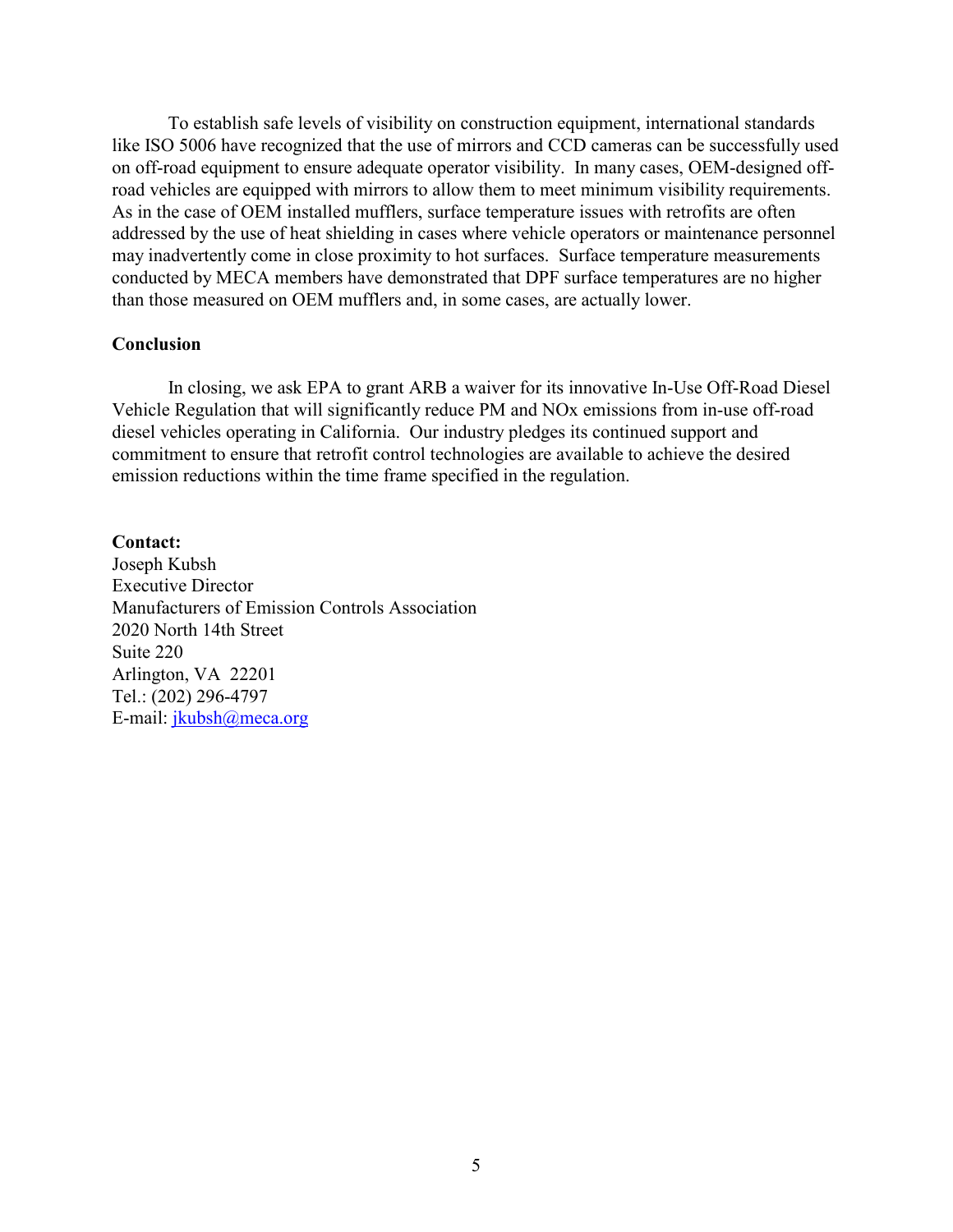To establish safe levels of visibility on construction equipment, international standards like ISO 5006 have recognized that the use of mirrors and CCD cameras can be successfully used on off-road equipment to ensure adequate operator visibility. In many cases, OEM-designed off-road vehicles are equipped with mirrors to allow them to meet minimum visibility requirements. As in the case of OEM installed mufflers, surface temperature issues with retrofits are often addressed by the use of heat shielding in cases where vehicle operators or maintenance personnel may inadvertently come in close proximity to hot surfaces. Surface temperature measurements conducted by MECA members have demonstrated that DPF surface temperatures are no higher than those measured on OEM mufflers and, in some cases, are actually lower.

**Conclusion**

In closing, we ask EPA to grant ARB a waiver for its innovative In-Use Off-Road Diesel Vehicle Regulation that will significantly reduce PM and NOx emissions from in-use off-road diesel vehicles operating in California. Our industry pledges its continued support and commitment to ensure that retrofit control technologies are available to achieve the desired emission reductions within the time frame specified in the regulation.

**Contact:**
Joseph Kubsh
Executive Director
Manufacturers of Emission Controls Association
2020 North 14th Street
Suite 220
Arlington, VA 22201
Tel.: (202) 296-4797
E-mail: jkubsh@meca.org